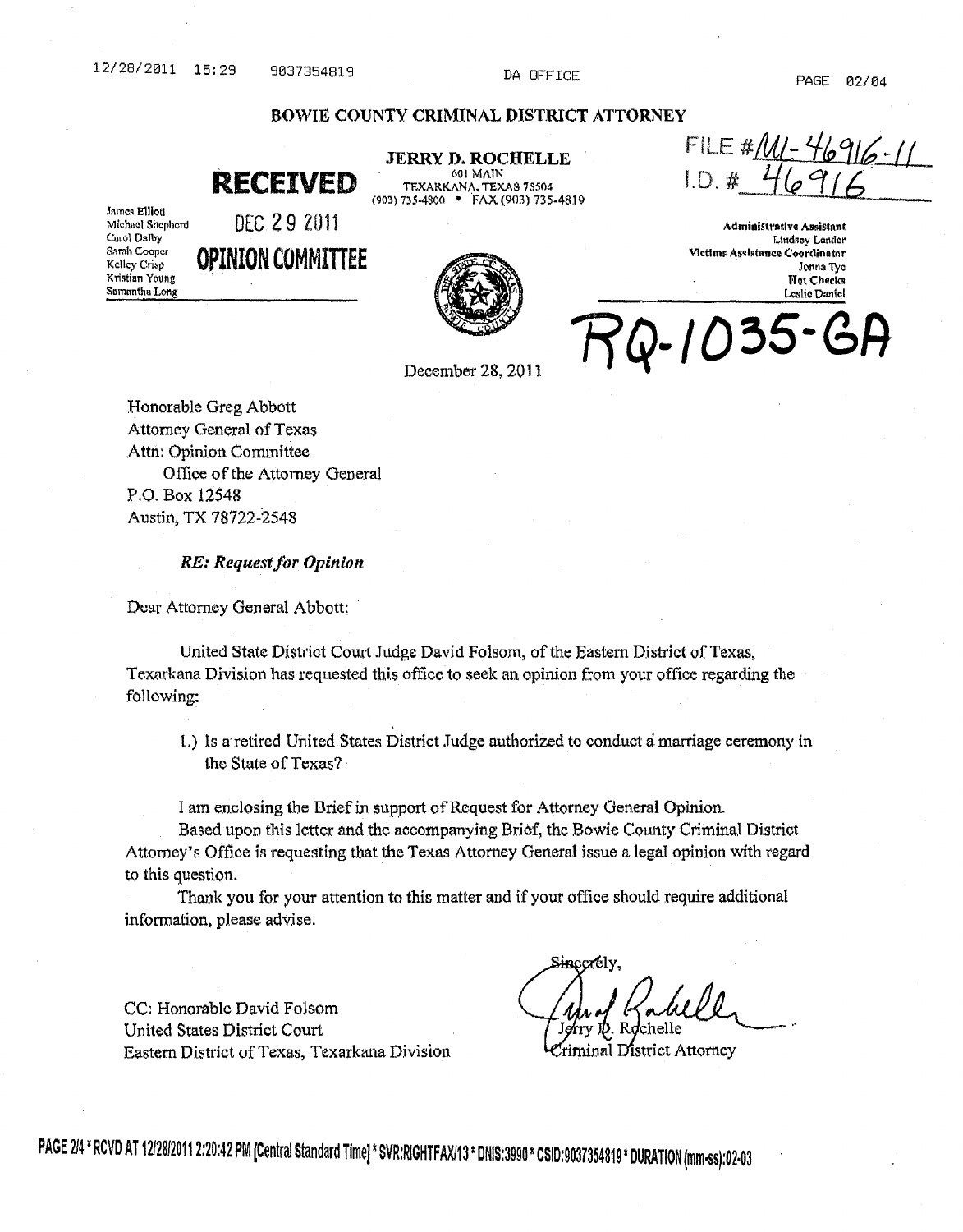# BOWIE COUNTY CRIMINAL DISTRICT ATTORNEY

**RECEIVED**
DEC 29 2011
**OPINION COMMITTEE**

**JERRY D. ROCHELLE**
601 MAIN
TEXARKANA, TEXAS 75504
(903) 735-4800 • FAX (903) 735-4819

FILE # ML-46916-11
I.D. # 46916

James Elliott
Michael Shepherd
Carol Dalby
Sarah Cooper
Kelley Crisp
Kristian Young
Samantha Long

**Administrative Assistant**
Lindsey Lender
**Victims Assistance Coordinator**
Jonna Tye
**Hot Checks**
Leslie Daniel

# RQ-1035-GA

December 28, 2011

Honorable Greg Abbott
Attorney General of Texas
Attn: Opinion Committee
Office of the Attorney General
P.O. Box 12548
Austin, TX 78722-2548

***RE: Request for Opinion***

Dear Attorney General Abbott:

United State District Court Judge David Folsom, of the Eastern District of Texas, Texarkana Division has requested this office to seek an opinion from your office regarding the following:

1.) Is a retired United States District Judge authorized to conduct a marriage ceremony in the State of Texas?

I am enclosing the Brief in support of Request for Attorney General Opinion.

Based upon this letter and the accompanying Brief, the Bowie County Criminal District Attorney's Office is requesting that the Texas Attorney General issue a legal opinion with regard to this question.

Thank you for your attention to this matter and if your office should require additional information, please advise.

Sincerely,

Jerry D. Rochelle
Criminal District Attorney

CC: Honorable David Folsom
United States District Court
Eastern District of Texas, Texarkana Division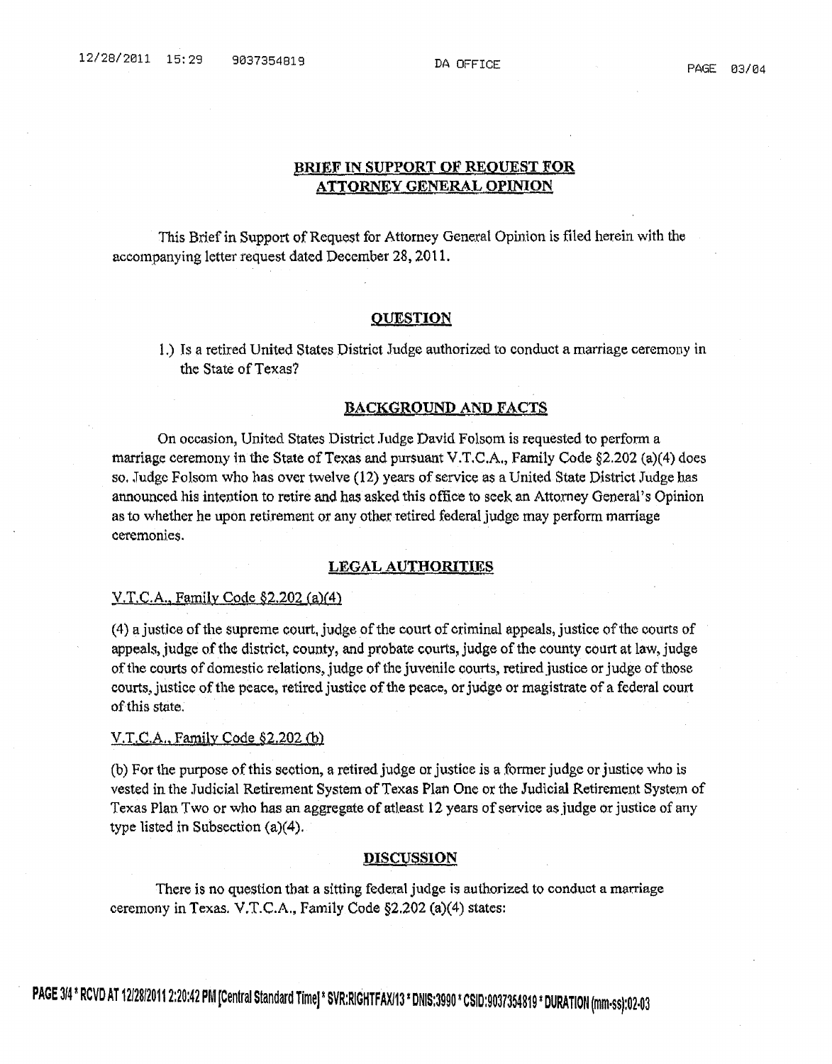## BRIEF IN SUPPORT OF REQUEST FOR ATTORNEY GENERAL OPINION

This Brief in Support of Request for Attorney General Opinion is filed herein with the accompanying letter request dated December 28, 2011.

### QUESTION

1.) Is a retired United States District Judge authorized to conduct a marriage ceremony in the State of Texas?

### BACKGROUND AND FACTS

On occasion, United States District Judge David Folsom is requested to perform a marriage ceremony in the State of Texas and pursuant V.T.C.A., Family Code §2.202 (a)(4) does so. Judge Folsom who has over twelve (12) years of service as a United State District Judge has announced his intention to retire and has asked this office to seek an Attorney General's Opinion as to whether he upon retirement or any other retired federal judge may perform marriage ceremonies.

### LEGAL AUTHORITIES

V.T.C.A., Family Code §2.202 (a)(4)

(4) a justice of the supreme court, judge of the court of criminal appeals, justice of the courts of appeals, judge of the district, county, and probate courts, judge of the county court at law, judge of the courts of domestic relations, judge of the juvenile courts, retired justice or judge of those courts, justice of the peace, retired justice of the peace, or judge or magistrate of a federal court of this state.

V.T.C.A., Family Code §2.202 (b)

(b) For the purpose of this section, a retired judge or justice is a former judge or justice who is vested in the Judicial Retirement System of Texas Plan One or the Judicial Retirement System of Texas Plan Two or who has an aggregate of atleast 12 years of service as judge or justice of any type listed in Subsection (a)(4).

### DISCUSSION

There is no question that a sitting federal judge is authorized to conduct a marriage ceremony in Texas. V.T.C.A., Family Code §2.202 (a)(4) states: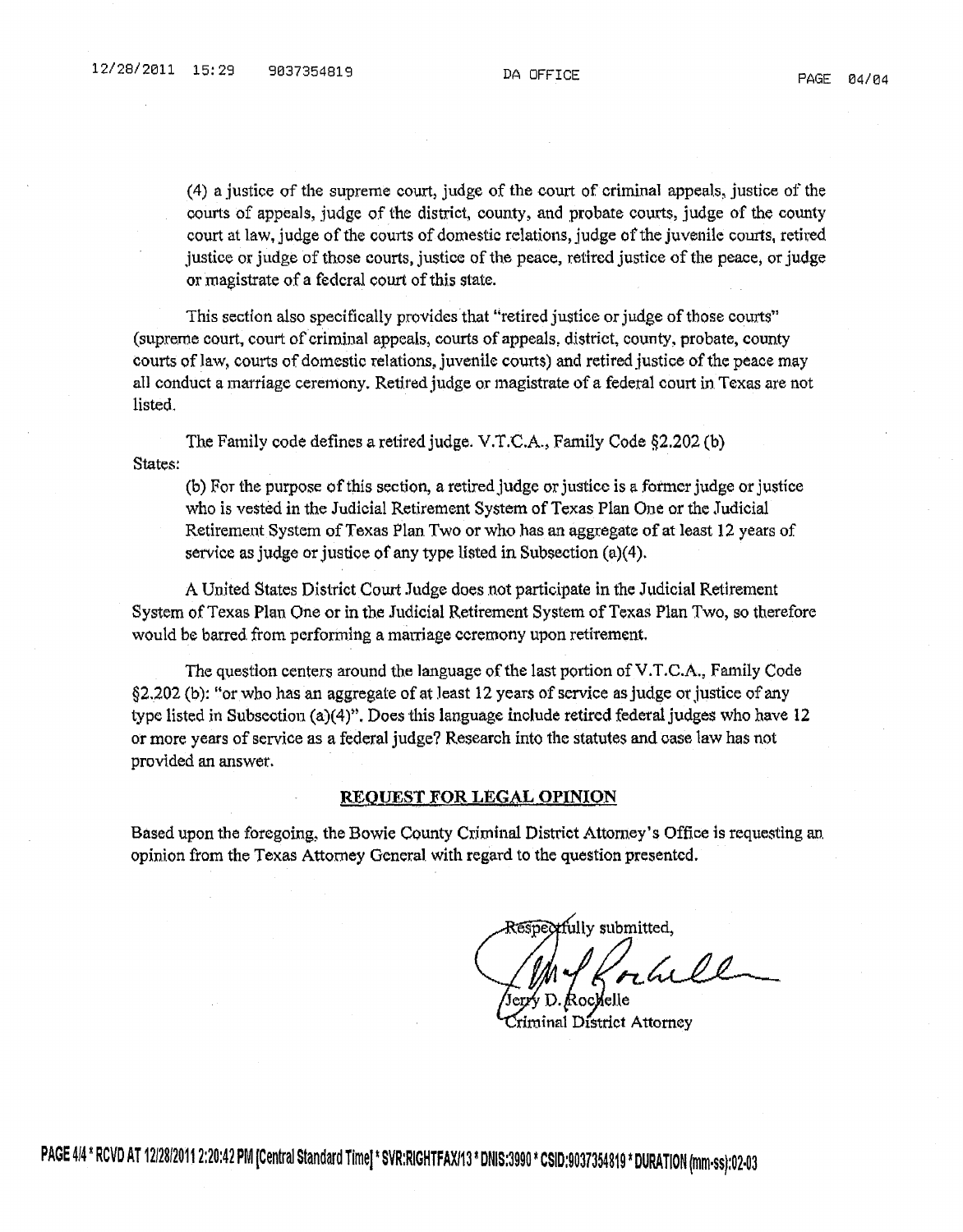(4) a justice of the supreme court, judge of the court of criminal appeals, justice of the courts of appeals, judge of the district, county, and probate courts, judge of the county court at law, judge of the courts of domestic relations, judge of the juvenile courts, retired justice or judge of those courts, justice of the peace, retired justice of the peace, or judge or magistrate of a federal court of this state.

This section also specifically provides that "retired justice or judge of those courts" (supreme court, court of criminal appeals, courts of appeals, district, county, probate, county courts of law, courts of domestic relations, juvenile courts) and retired justice of the peace may all conduct a marriage ceremony. Retired judge or magistrate of a federal court in Texas are not listed.

The Family code defines a retired judge. V.T.C.A., Family Code §2.202 (b) States:

(b) For the purpose of this section, a retired judge or justice is a former judge or justice who is vested in the Judicial Retirement System of Texas Plan One or the Judicial Retirement System of Texas Plan Two or who has an aggregate of at least 12 years of service as judge or justice of any type listed in Subsection (a)(4).

A United States District Court Judge does not participate in the Judicial Retirement System of Texas Plan One or in the Judicial Retirement System of Texas Plan Two, so therefore would be barred from performing a marriage ceremony upon retirement.

The question centers around the language of the last portion of V.T.C.A., Family Code §2.202 (b): "or who has an aggregate of at least 12 years of service as judge or justice of any type listed in Subsection (a)(4)". Does this language include retired federal judges who have 12 or more years of service as a federal judge? Research into the statutes and case law has not provided an answer.

## REQUEST FOR LEGAL OPINION

Based upon the foregoing, the Bowie County Criminal District Attorney's Office is requesting an opinion from the Texas Attorney General with regard to the question presented.

Respectfully submitted,

Jerry D. Rochelle
Criminal District Attorney